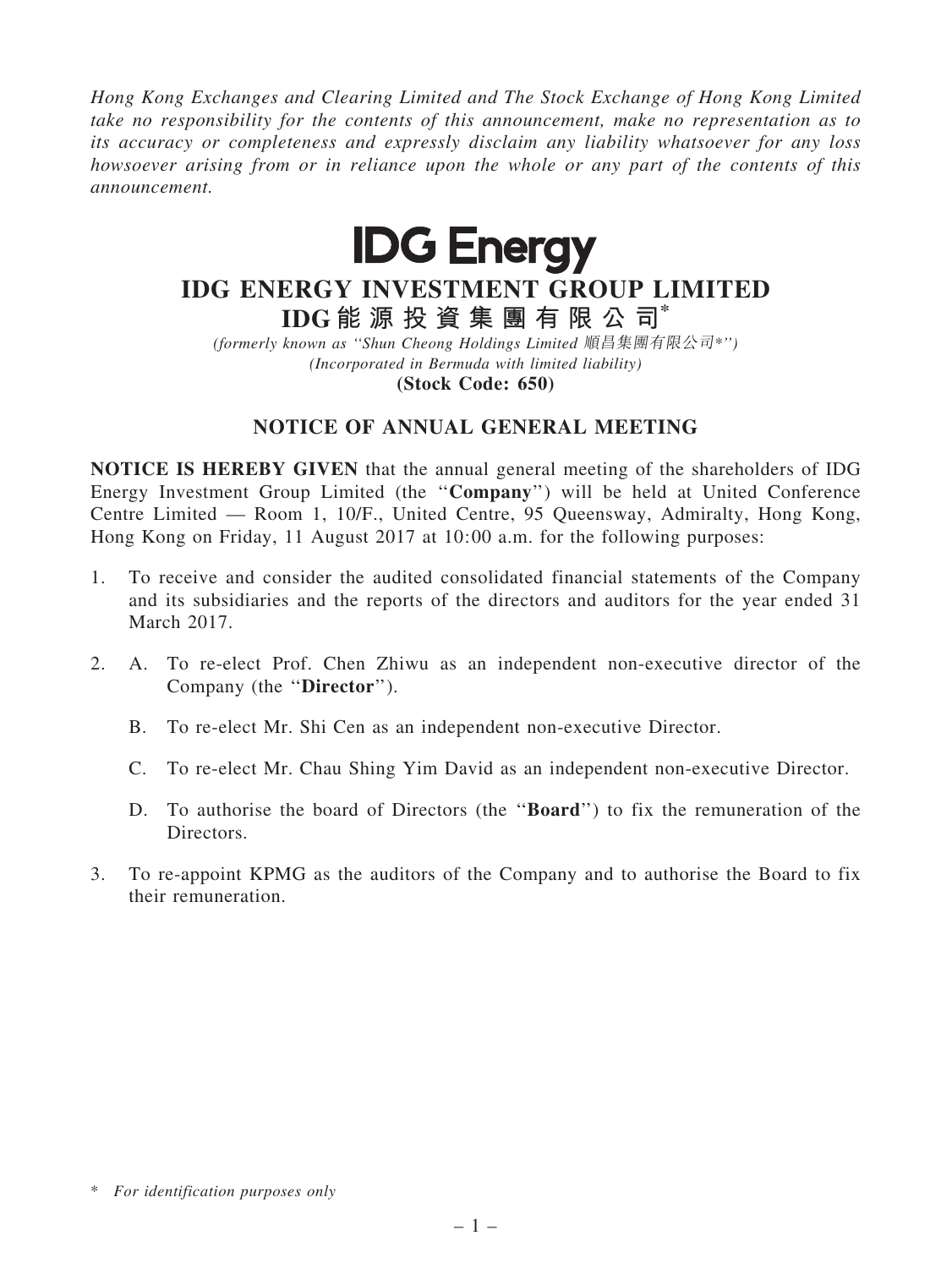*Hong Kong Exchanges and Clearing Limited and The Stock Exchange of Hong Kong Limited take no responsibility for the contents of this announcement, make no representation as to its accuracy or completeness and expressly disclaim any liability whatsoever for any loss howsoever arising from or in reliance upon the whole or any part of the contents of this announcement.*

**IDG Energy**

# IDG ENERGY INVESTMENT GROUP LIMITED
# IDG能源投資集團有限公司*

*(formerly known as "Shun Cheong Holdings Limited 順昌集團有限公司*")*
*(Incorporated in Bermuda with limited liability)*
**(Stock Code: 650)**

## NOTICE OF ANNUAL GENERAL MEETING

**NOTICE IS HEREBY GIVEN** that the annual general meeting of the shareholders of IDG Energy Investment Group Limited (the "**Company**") will be held at United Conference Centre Limited — Room 1, 10/F., United Centre, 95 Queensway, Admiralty, Hong Kong, Hong Kong on Friday, 11 August 2017 at 10:00 a.m. for the following purposes:

1. To receive and consider the audited consolidated financial statements of the Company and its subsidiaries and the reports of the directors and auditors for the year ended 31 March 2017.

2. A. To re-elect Prof. Chen Zhiwu as an independent non-executive director of the Company (the "**Director**").

   B. To re-elect Mr. Shi Cen as an independent non-executive Director.

   C. To re-elect Mr. Chau Shing Yim David as an independent non-executive Director.

   D. To authorise the board of Directors (the "**Board**") to fix the remuneration of the Directors.

3. To re-appoint KPMG as the auditors of the Company and to authorise the Board to fix their remuneration.

\* *For identification purposes only*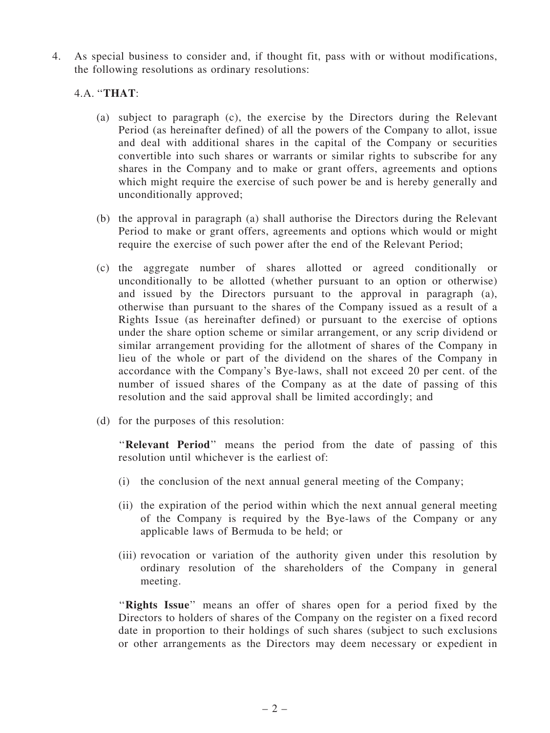4. As special business to consider and, if thought fit, pass with or without modifications, the following resolutions as ordinary resolutions:

   4.A. "**THAT**:

   (a) subject to paragraph (c), the exercise by the Directors during the Relevant Period (as hereinafter defined) of all the powers of the Company to allot, issue and deal with additional shares in the capital of the Company or securities convertible into such shares or warrants or similar rights to subscribe for any shares in the Company and to make or grant offers, agreements and options which might require the exercise of such power be and is hereby generally and unconditionally approved;

   (b) the approval in paragraph (a) shall authorise the Directors during the Relevant Period to make or grant offers, agreements and options which would or might require the exercise of such power after the end of the Relevant Period;

   (c) the aggregate number of shares allotted or agreed conditionally or unconditionally to be allotted (whether pursuant to an option or otherwise) and issued by the Directors pursuant to the approval in paragraph (a), otherwise than pursuant to the shares of the Company issued as a result of a Rights Issue (as hereinafter defined) or pursuant to the exercise of options under the share option scheme or similar arrangement, or any scrip dividend or similar arrangement providing for the allotment of shares of the Company in lieu of the whole or part of the dividend on the shares of the Company in accordance with the Company's Bye-laws, shall not exceed 20 per cent. of the number of issued shares of the Company as at the date of passing of this resolution and the said approval shall be limited accordingly; and

   (d) for the purposes of this resolution:

   "**Relevant Period**" means the period from the date of passing of this resolution until whichever is the earliest of:

   (i) the conclusion of the next annual general meeting of the Company;

   (ii) the expiration of the period within which the next annual general meeting of the Company is required by the Bye-laws of the Company or any applicable laws of Bermuda to be held; or

   (iii) revocation or variation of the authority given under this resolution by ordinary resolution of the shareholders of the Company in general meeting.

   "**Rights Issue**" means an offer of shares open for a period fixed by the Directors to holders of shares of the Company on the register on a fixed record date in proportion to their holdings of such shares (subject to such exclusions or other arrangements as the Directors may deem necessary or expedient in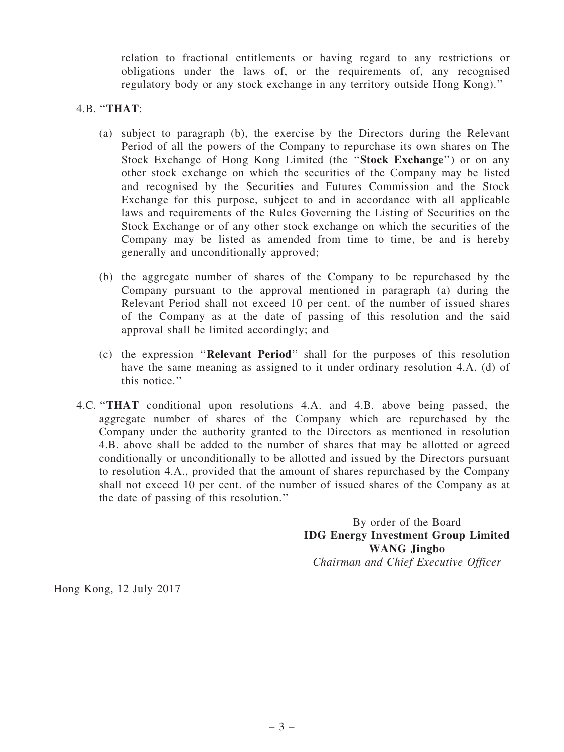relation to fractional entitlements or having regard to any restrictions or obligations under the laws of, or the requirements of, any recognised regulatory body or any stock exchange in any territory outside Hong Kong).''

4.B. ''**THAT**:

(a) subject to paragraph (b), the exercise by the Directors during the Relevant Period of all the powers of the Company to repurchase its own shares on The Stock Exchange of Hong Kong Limited (the ''**Stock Exchange**'') or on any other stock exchange on which the securities of the Company may be listed and recognised by the Securities and Futures Commission and the Stock Exchange for this purpose, subject to and in accordance with all applicable laws and requirements of the Rules Governing the Listing of Securities on the Stock Exchange or of any other stock exchange on which the securities of the Company may be listed as amended from time to time, be and is hereby generally and unconditionally approved;

(b) the aggregate number of shares of the Company to be repurchased by the Company pursuant to the approval mentioned in paragraph (a) during the Relevant Period shall not exceed 10 per cent. of the number of issued shares of the Company as at the date of passing of this resolution and the said approval shall be limited accordingly; and

(c) the expression ''**Relevant Period**'' shall for the purposes of this resolution have the same meaning as assigned to it under ordinary resolution 4.A. (d) of this notice.''

4.C. ''**THAT** conditional upon resolutions 4.A. and 4.B. above being passed, the aggregate number of shares of the Company which are repurchased by the Company under the authority granted to the Directors as mentioned in resolution 4.B. above shall be added to the number of shares that may be allotted or agreed conditionally or unconditionally to be allotted and issued by the Directors pursuant to resolution 4.A., provided that the amount of shares repurchased by the Company shall not exceed 10 per cent. of the number of issued shares of the Company as at the date of passing of this resolution.''

By order of the Board
**IDG Energy Investment Group Limited**
**WANG Jingbo**
*Chairman and Chief Executive Officer*

Hong Kong, 12 July 2017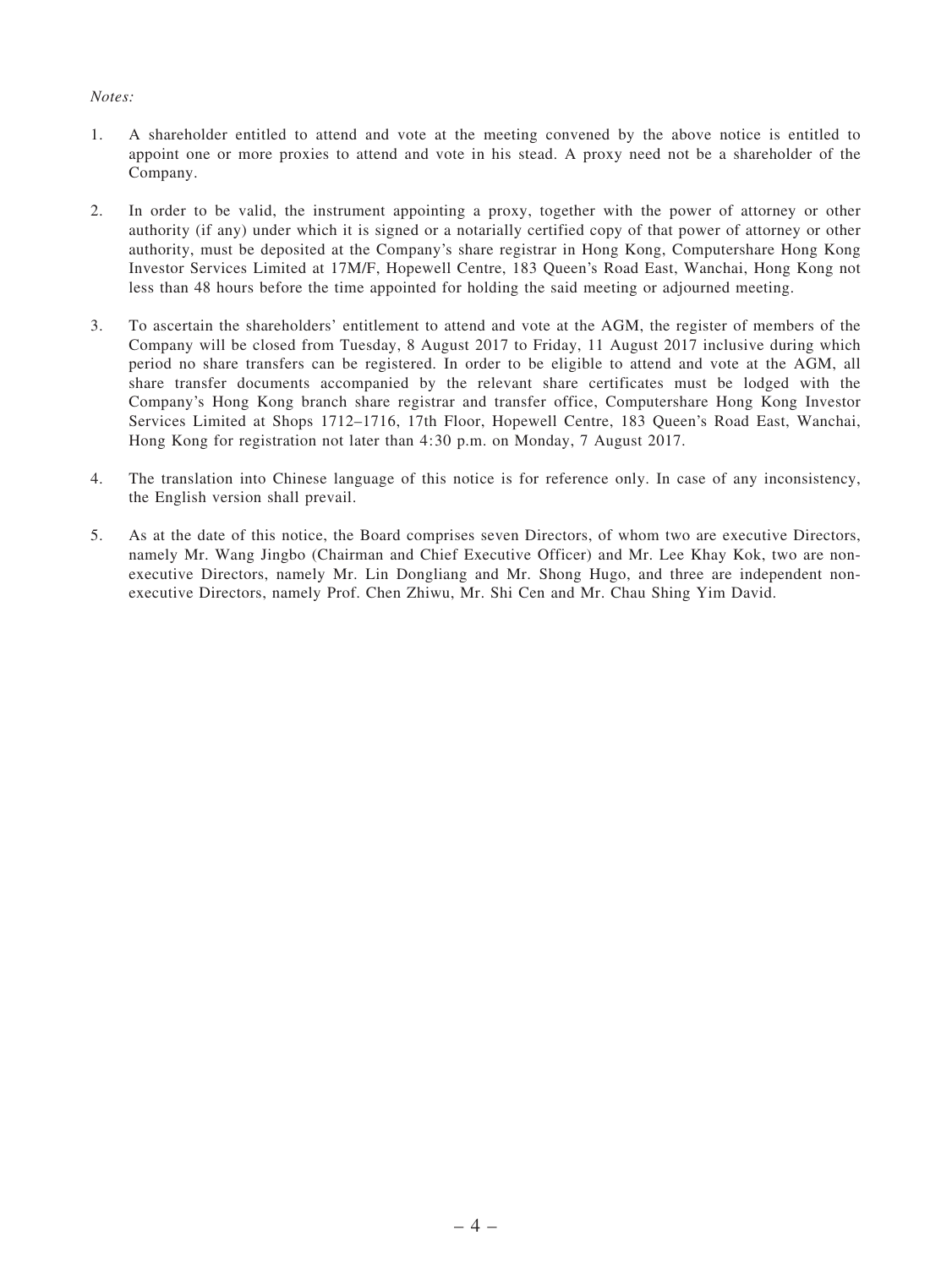*Notes:*

1. A shareholder entitled to attend and vote at the meeting convened by the above notice is entitled to appoint one or more proxies to attend and vote in his stead. A proxy need not be a shareholder of the Company.

2. In order to be valid, the instrument appointing a proxy, together with the power of attorney or other authority (if any) under which it is signed or a notarially certified copy of that power of attorney or other authority, must be deposited at the Company's share registrar in Hong Kong, Computershare Hong Kong Investor Services Limited at 17M/F, Hopewell Centre, 183 Queen's Road East, Wanchai, Hong Kong not less than 48 hours before the time appointed for holding the said meeting or adjourned meeting.

3. To ascertain the shareholders' entitlement to attend and vote at the AGM, the register of members of the Company will be closed from Tuesday, 8 August 2017 to Friday, 11 August 2017 inclusive during which period no share transfers can be registered. In order to be eligible to attend and vote at the AGM, all share transfer documents accompanied by the relevant share certificates must be lodged with the Company's Hong Kong branch share registrar and transfer office, Computershare Hong Kong Investor Services Limited at Shops 1712–1716, 17th Floor, Hopewell Centre, 183 Queen's Road East, Wanchai, Hong Kong for registration not later than 4:30 p.m. on Monday, 7 August 2017.

4. The translation into Chinese language of this notice is for reference only. In case of any inconsistency, the English version shall prevail.

5. As at the date of this notice, the Board comprises seven Directors, of whom two are executive Directors, namely Mr. Wang Jingbo (Chairman and Chief Executive Officer) and Mr. Lee Khay Kok, two are non-executive Directors, namely Mr. Lin Dongliang and Mr. Shong Hugo, and three are independent non-executive Directors, namely Prof. Chen Zhiwu, Mr. Shi Cen and Mr. Chau Shing Yim David.